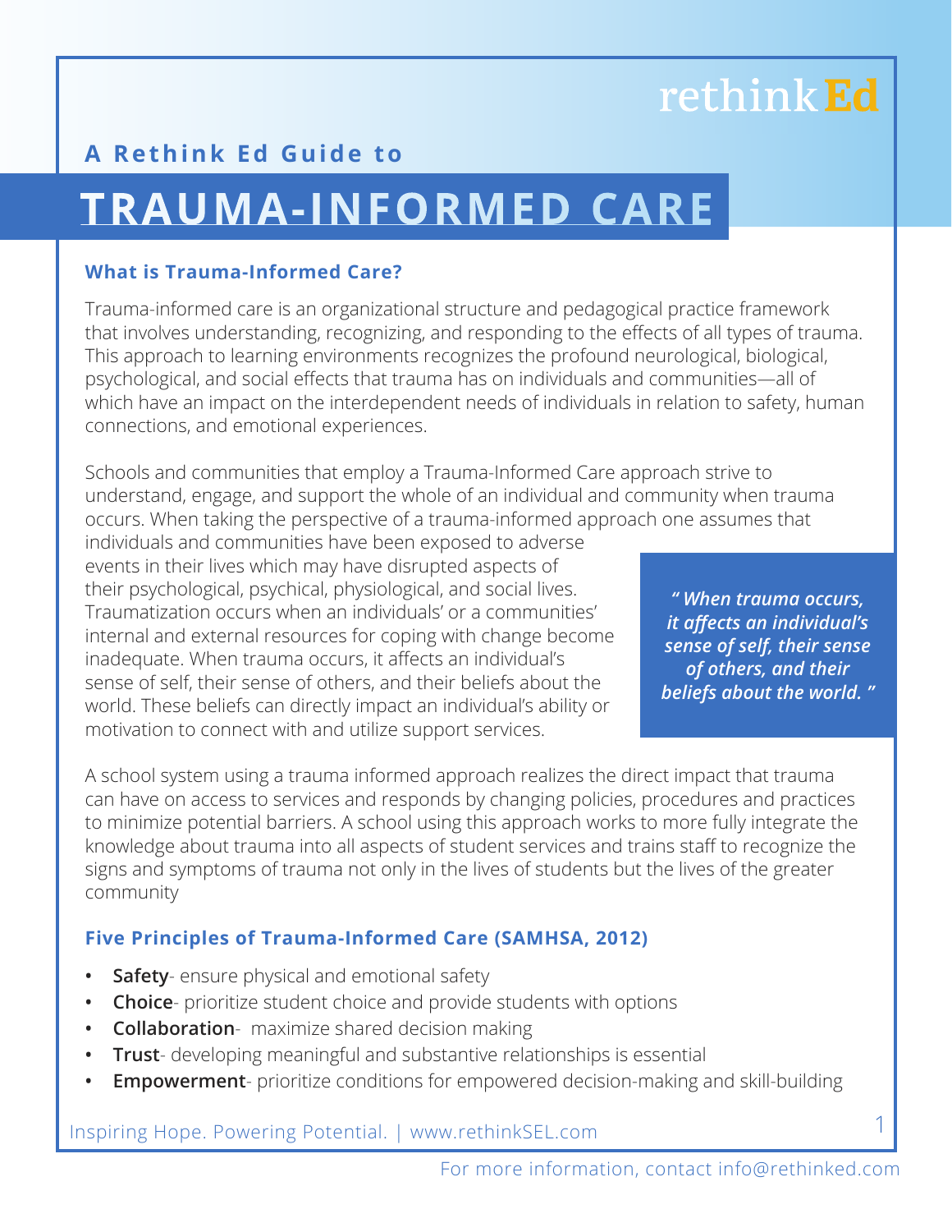rethink Ed

A Rethink Ed Guide to

# TRAUMA-INFORMED CARE

### What is Trauma-Informed Care?

Trauma-informed care is an organizational structure and pedagogical practice framework that involves understanding, recognizing, and responding to the effects of all types of trauma. This approach to learning environments recognizes the profound neurological, biological, psychological, and social effects that trauma has on individuals and communities—all of which have an impact on the interdependent needs of individuals in relation to safety, human connections, and emotional experiences.

Schools and communities that employ a Trauma-Informed Care approach strive to understand, engage, and support the whole of an individual and community when trauma occurs. When taking the perspective of a trauma-informed approach one assumes that individuals and communities have been exposed to adverse events in their lives which may have disrupted aspects of their psychological, psychical, physiological, and social lives. Traumatization occurs when an individuals' or a communities' internal and external resources for coping with change become inadequate. When trauma occurs, it affects an individual's sense of self, their sense of others, and their beliefs about the world. These beliefs can directly impact an individual's ability or motivation to connect with and utilize support services.

> ***" When trauma occurs, it affects an individual's sense of self, their sense of others, and their beliefs about the world. "***

A school system using a trauma informed approach realizes the direct impact that trauma can have on access to services and responds by changing policies, procedures and practices to minimize potential barriers. A school using this approach works to more fully integrate the knowledge about trauma into all aspects of student services and trains staff to recognize the signs and symptoms of trauma not only in the lives of students but the lives of the greater community

### Five Principles of Trauma-Informed Care (SAMHSA, 2012)

- **Safety**- ensure physical and emotional safety
- **Choice**- prioritize student choice and provide students with options
- **Collaboration**- maximize shared decision making
- **Trust**- developing meaningful and substantive relationships is essential
- **Empowerment**- prioritize conditions for empowered decision-making and skill-building

Inspiring Hope. Powering Potential. | www.rethinkSEL.com

For more information, contact info@rethinked.com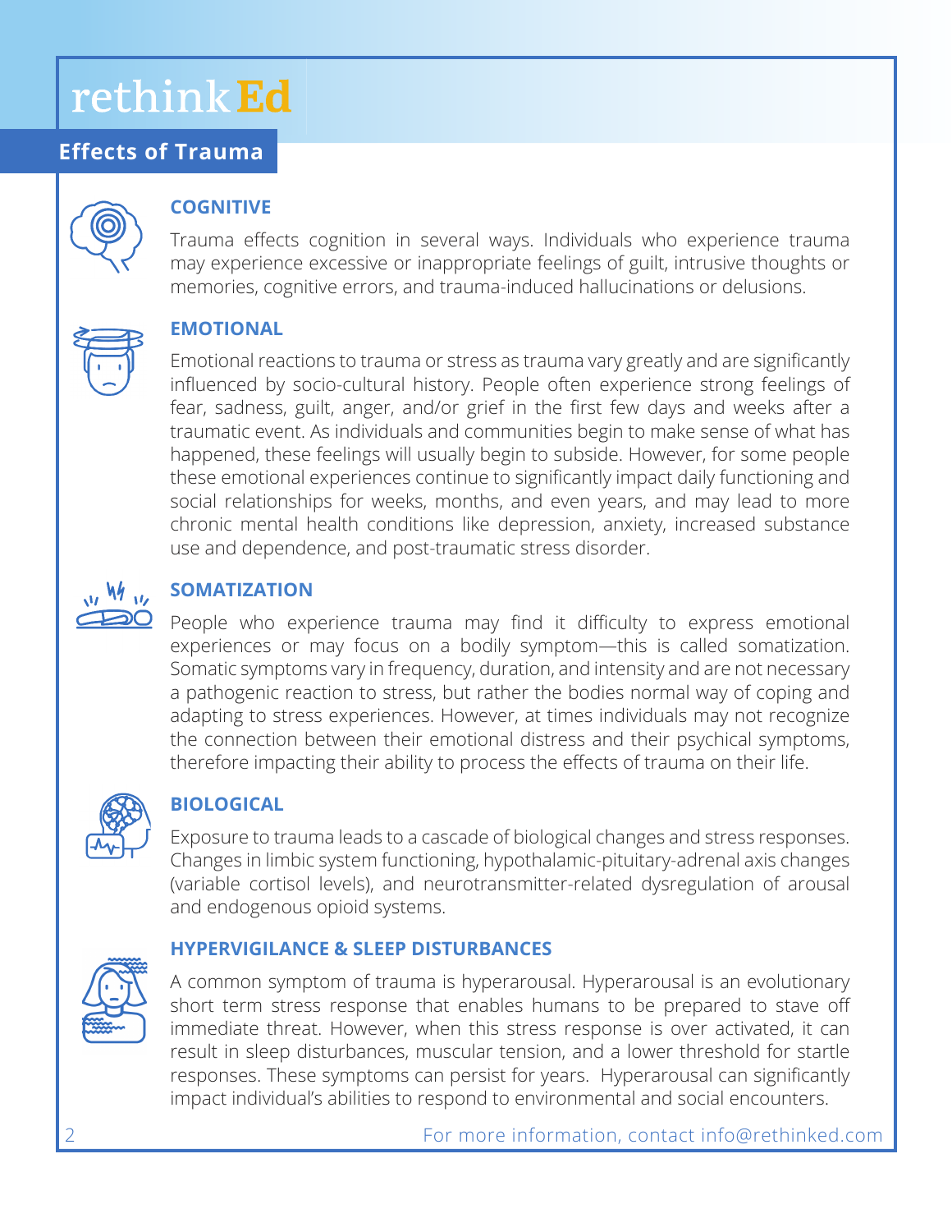# rethink Ed

## Effects of Trauma

### COGNITIVE

Trauma effects cognition in several ways. Individuals who experience trauma may experience excessive or inappropriate feelings of guilt, intrusive thoughts or memories, cognitive errors, and trauma-induced hallucinations or delusions.

### EMOTIONAL

Emotional reactions to trauma or stress as trauma vary greatly and are significantly influenced by socio-cultural history. People often experience strong feelings of fear, sadness, guilt, anger, and/or grief in the first few days and weeks after a traumatic event. As individuals and communities begin to make sense of what has happened, these feelings will usually begin to subside. However, for some people these emotional experiences continue to significantly impact daily functioning and social relationships for weeks, months, and even years, and may lead to more chronic mental health conditions like depression, anxiety, increased substance use and dependence, and post-traumatic stress disorder.

### SOMATIZATION

People who experience trauma may find it difficulty to express emotional experiences or may focus on a bodily symptom—this is called somatization. Somatic symptoms vary in frequency, duration, and intensity and are not necessary a pathogenic reaction to stress, but rather the bodies normal way of coping and adapting to stress experiences. However, at times individuals may not recognize the connection between their emotional distress and their psychical symptoms, therefore impacting their ability to process the effects of trauma on their life.

### BIOLOGICAL

Exposure to trauma leads to a cascade of biological changes and stress responses. Changes in limbic system functioning, hypothalamic-pituitary-adrenal axis changes (variable cortisol levels), and neurotransmitter-related dysregulation of arousal and endogenous opioid systems.

### HYPERVIGILANCE & SLEEP DISTURBANCES

A common symptom of trauma is hyperarousal. Hyperarousal is an evolutionary short term stress response that enables humans to be prepared to stave off immediate threat. However, when this stress response is over activated, it can result in sleep disturbances, muscular tension, and a lower threshold for startle responses. These symptoms can persist for years. Hyperarousal can significantly impact individual's abilities to respond to environmental and social encounters.

For more information, contact info@rethinked.com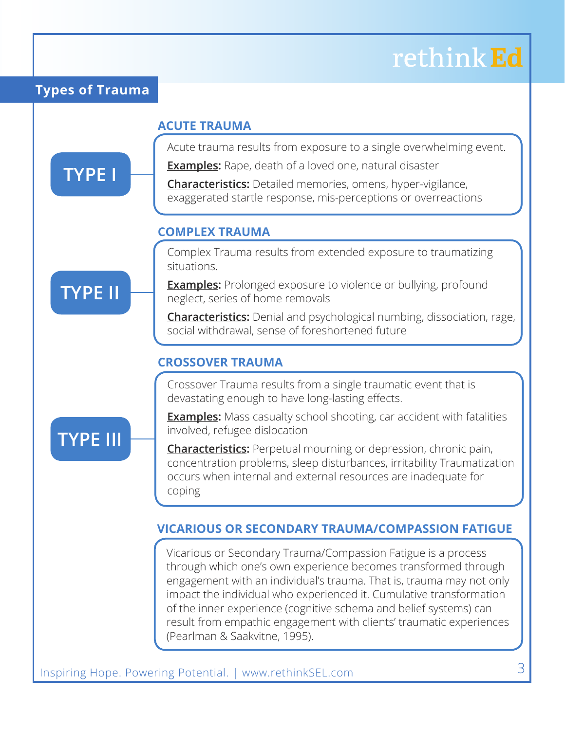## Types of Trauma

### TYPE I

#### ACUTE TRAUMA

Acute trauma results from exposure to a single overwhelming event.

**Examples:** Rape, death of a loved one, natural disaster

**Characteristics:** Detailed memories, omens, hyper-vigilance, exaggerated startle response, mis-perceptions or overreactions

### TYPE II

#### COMPLEX TRAUMA

Complex Trauma results from extended exposure to traumatizing situations.

**Examples:** Prolonged exposure to violence or bullying, profound neglect, series of home removals

**Characteristics:** Denial and psychological numbing, dissociation, rage, social withdrawal, sense of foreshortened future

### TYPE III

#### CROSSOVER TRAUMA

Crossover Trauma results from a single traumatic event that is devastating enough to have long-lasting effects.

**Examples:** Mass casualty school shooting, car accident with fatalities involved, refugee dislocation

**Characteristics:** Perpetual mourning or depression, chronic pain, concentration problems, sleep disturbances, irritability Traumatization occurs when internal and external resources are inadequate for coping

#### VICARIOUS OR SECONDARY TRAUMA/COMPASSION FATIGUE

Vicarious or Secondary Trauma/Compassion Fatigue is a process through which one's own experience becomes transformed through engagement with an individual's trauma. That is, trauma may not only impact the individual who experienced it. Cumulative transformation of the inner experience (cognitive schema and belief systems) can result from empathic engagement with clients' traumatic experiences (Pearlman & Saakvitne, 1995).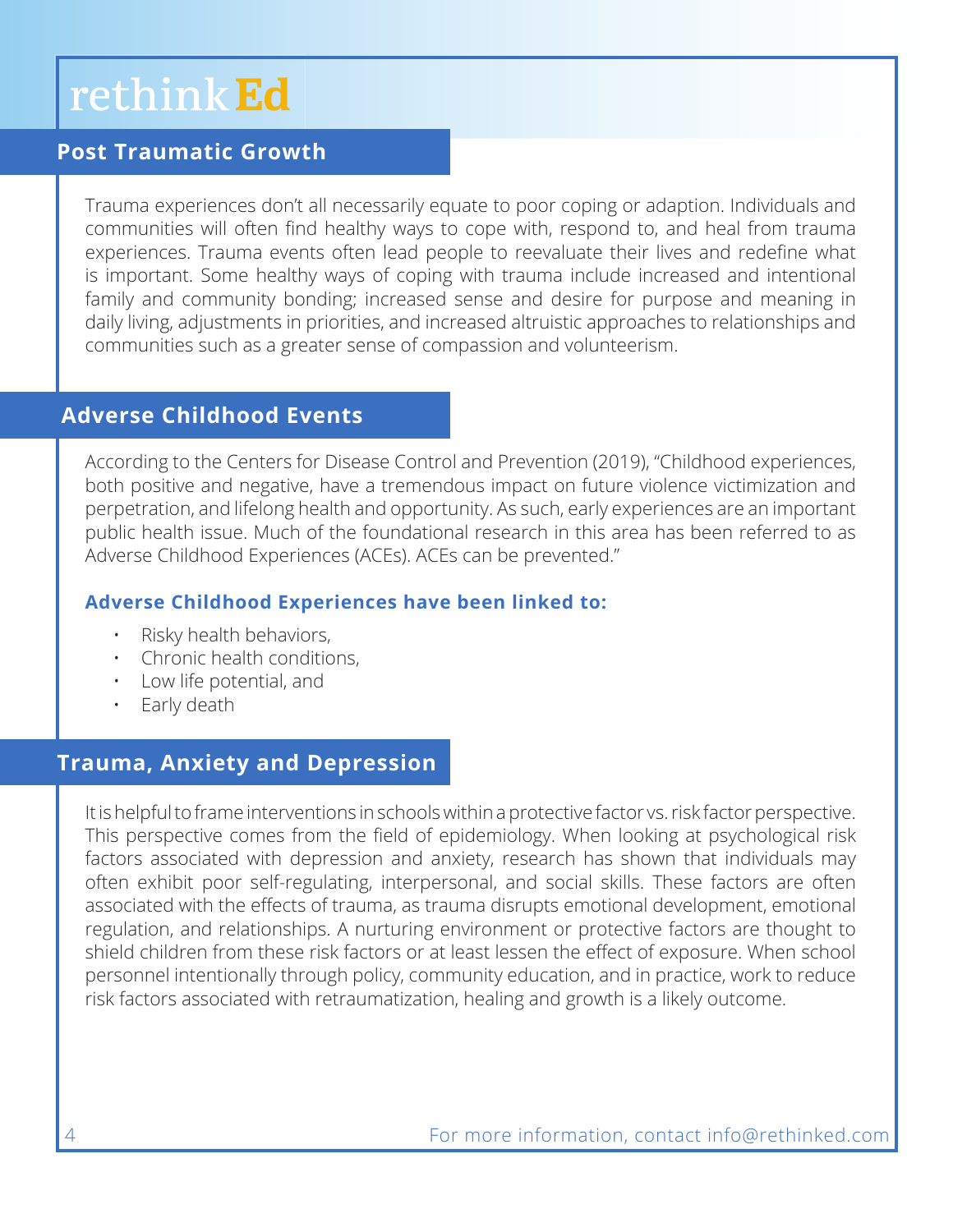## Post Traumatic Growth

Trauma experiences don't all necessarily equate to poor coping or adaption. Individuals and communities will often find healthy ways to cope with, respond to, and heal from trauma experiences. Trauma events often lead people to reevaluate their lives and redefine what is important. Some healthy ways of coping with trauma include increased and intentional family and community bonding; increased sense and desire for purpose and meaning in daily living, adjustments in priorities, and increased altruistic approaches to relationships and communities such as a greater sense of compassion and volunteerism.

## Adverse Childhood Events

According to the Centers for Disease Control and Prevention (2019), "Childhood experiences, both positive and negative, have a tremendous impact on future violence victimization and perpetration, and lifelong health and opportunity. As such, early experiences are an important public health issue. Much of the foundational research in this area has been referred to as Adverse Childhood Experiences (ACEs). ACEs can be prevented."

### Adverse Childhood Experiences have been linked to:

- Risky health behaviors,
- Chronic health conditions,
- Low life potential, and
- Early death

## Trauma, Anxiety and Depression

It is helpful to frame interventions in schools within a protective factor vs. risk factor perspective. This perspective comes from the field of epidemiology. When looking at psychological risk factors associated with depression and anxiety, research has shown that individuals may often exhibit poor self-regulating, interpersonal, and social skills. These factors are often associated with the effects of trauma, as trauma disrupts emotional development, emotional regulation, and relationships. A nurturing environment or protective factors are thought to shield children from these risk factors or at least lessen the effect of exposure. When school personnel intentionally through policy, community education, and in practice, work to reduce risk factors associated with retraumatization, healing and growth is a likely outcome.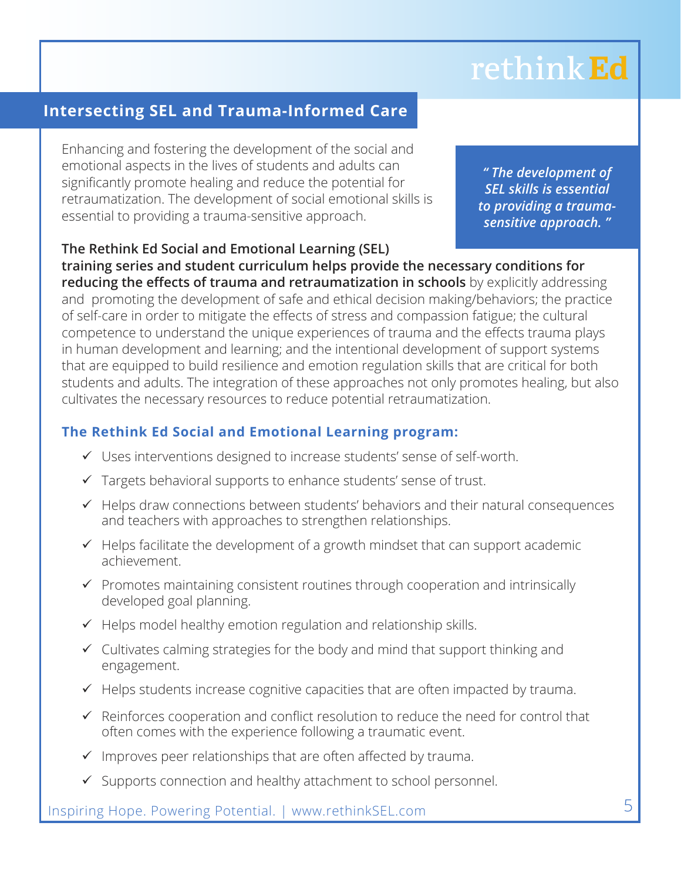## Intersecting SEL and Trauma-Informed Care

Enhancing and fostering the development of the social and emotional aspects in the lives of students and adults can significantly promote healing and reduce the potential for retraumatization. The development of social emotional skills is essential to providing a trauma-sensitive approach.

> ***" The development of SEL skills is essential to providing a trauma-sensitive approach. "***

**The Rethink Ed Social and Emotional Learning (SEL) training series and student curriculum helps provide the necessary conditions for reducing the effects of trauma and retraumatization in schools** by explicitly addressing and promoting the development of safe and ethical decision making/behaviors; the practice of self-care in order to mitigate the effects of stress and compassion fatigue; the cultural competence to understand the unique experiences of trauma and the effects trauma plays in human development and learning; and the intentional development of support systems that are equipped to build resilience and emotion regulation skills that are critical for both students and adults. The integration of these approaches not only promotes healing, but also cultivates the necessary resources to reduce potential retraumatization.

### The Rethink Ed Social and Emotional Learning program:

- ✓ Uses interventions designed to increase students' sense of self-worth.
- ✓ Targets behavioral supports to enhance students' sense of trust.
- ✓ Helps draw connections between students' behaviors and their natural consequences and teachers with approaches to strengthen relationships.
- ✓ Helps facilitate the development of a growth mindset that can support academic achievement.
- ✓ Promotes maintaining consistent routines through cooperation and intrinsically developed goal planning.
- ✓ Helps model healthy emotion regulation and relationship skills.
- ✓ Cultivates calming strategies for the body and mind that support thinking and engagement.
- ✓ Helps students increase cognitive capacities that are often impacted by trauma.
- ✓ Reinforces cooperation and conflict resolution to reduce the need for control that often comes with the experience following a traumatic event.
- ✓ Improves peer relationships that are often affected by trauma.
- ✓ Supports connection and healthy attachment to school personnel.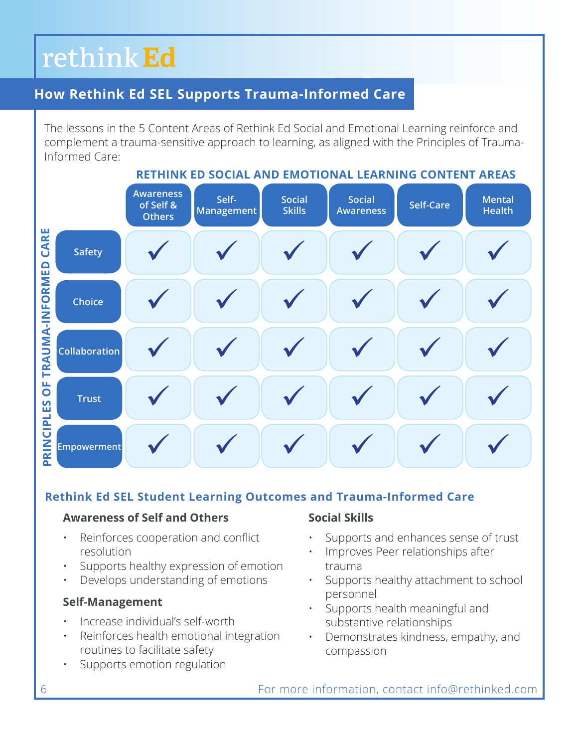rethink **Ed**

## How Rethink Ed SEL Supports Trauma-Informed Care

The lessons in the 5 Content Areas of Rethink Ed Social and Emotional Learning reinforce and complement a trauma-sensitive approach to learning, as aligned with the Principles of Trauma-Informed Care:

**RETHINK ED SOCIAL AND EMOTIONAL LEARNING CONTENT AREAS**

| PRINCIPLES OF TRAUMA-INFORMED CARE | Awareness of Self & Others | Self-Management | Social Skills | Social Awareness | Self-Care | Mental Health |
|---|---|---|---|---|---|---|
| Safety | ✓ | ✓ | ✓ | ✓ | ✓ | ✓ |
| Choice | ✓ | ✓ | ✓ | ✓ | ✓ | ✓ |
| Collaboration | ✓ | ✓ | ✓ | ✓ | ✓ | ✓ |
| Trust | ✓ | ✓ | ✓ | ✓ | ✓ | ✓ |
| Empowerment | ✓ | ✓ | ✓ | ✓ | ✓ | ✓ |

### Rethink Ed SEL Student Learning Outcomes and Trauma-Informed Care

#### Awareness of Self and Others

- Reinforces cooperation and conflict resolution
- Supports healthy expression of emotion
- Develops understanding of emotions

#### Self-Management

- Increase individual's self-worth
- Reinforces health emotional integration routines to facilitate safety
- Supports emotion regulation

#### Social Skills

- Supports and enhances sense of trust
- Improves Peer relationships after trauma
- Supports healthy attachment to school personnel
- Supports health meaningful and substantive relationships
- Demonstrates kindness, empathy, and compassion

For more information, contact info@rethinked.com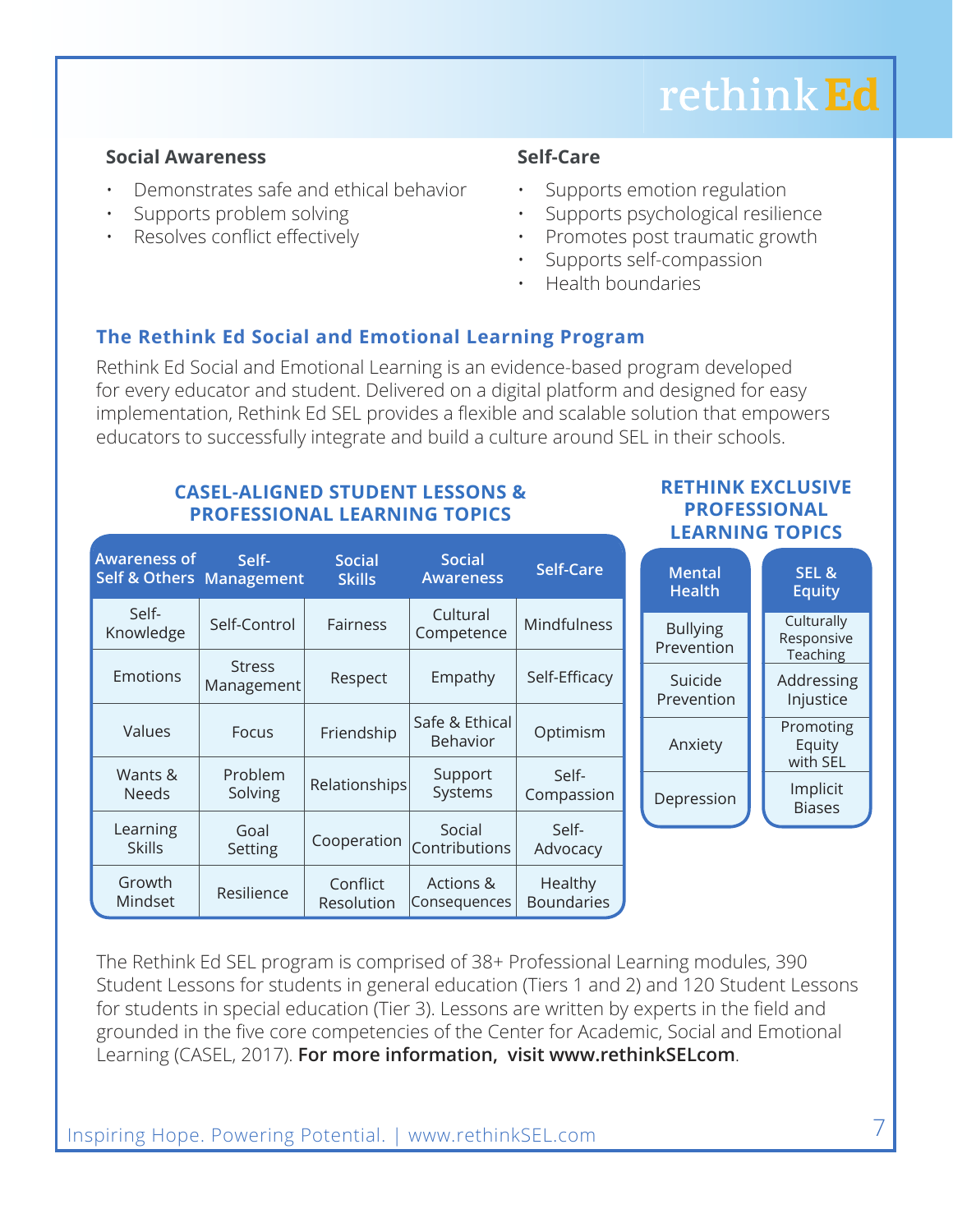### Social Awareness

- Demonstrates safe and ethical behavior
- Supports problem solving
- Resolves conflict effectively

### Self-Care

- Supports emotion regulation
- Supports psychological resilience
- Promotes post traumatic growth
- Supports self-compassion
- Health boundaries

## The Rethink Ed Social and Emotional Learning Program

Rethink Ed Social and Emotional Learning is an evidence-based program developed for every educator and student. Delivered on a digital platform and designed for easy implementation, Rethink Ed SEL provides a flexible and scalable solution that empowers educators to successfully integrate and build a culture around SEL in their schools.

### CASEL-ALIGNED STUDENT LESSONS & PROFESSIONAL LEARNING TOPICS

| Awareness of Self & Others | Self-Management | Social Skills | Social Awareness | Self-Care |
|---|---|---|---|---|
| Self-Knowledge | Self-Control | Fairness | Cultural Competence | Mindfulness |
| Emotions | Stress Management | Respect | Empathy | Self-Efficacy |
| Values | Focus | Friendship | Safe & Ethical Behavior | Optimism |
| Wants & Needs | Problem Solving | Relationships | Support Systems | Self-Compassion |
| Learning Skills | Goal Setting | Cooperation | Social Contributions | Self-Advocacy |
| Growth Mindset | Resilience | Conflict Resolution | Actions & Consequences | Healthy Boundaries |

### RETHINK EXCLUSIVE PROFESSIONAL LEARNING TOPICS

| Mental Health | SEL & Equity |
|---|---|
| Bullying Prevention | Culturally Responsive Teaching |
| Suicide Prevention | Addressing Injustice |
| Anxiety | Promoting Equity with SEL |
| Depression | Implicit Biases |

The Rethink Ed SEL program is comprised of 38+ Professional Learning modules, 390 Student Lessons for students in general education (Tiers 1 and 2) and 120 Student Lessons for students in special education (Tier 3). Lessons are written by experts in the field and grounded in the five core competencies of the Center for Academic, Social and Emotional Learning (CASEL, 2017). **For more information, visit www.rethinkSELcom**.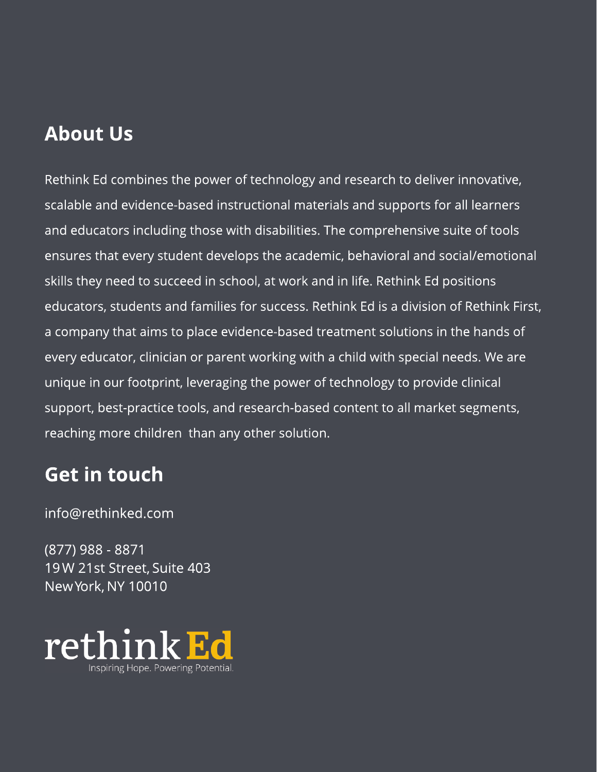## About Us

Rethink Ed combines the power of technology and research to deliver innovative, scalable and evidence-based instructional materials and supports for all learners and educators including those with disabilities. The comprehensive suite of tools ensures that every student develops the academic, behavioral and social/emotional skills they need to succeed in school, at work and in life. Rethink Ed positions educators, students and families for success. Rethink Ed is a division of Rethink First, a company that aims to place evidence-based treatment solutions in the hands of every educator, clinician or parent working with a child with special needs. We are unique in our footprint, leveraging the power of technology to provide clinical support, best-practice tools, and research-based content to all market segments, reaching more children than any other solution.

## Get in touch

info@rethinked.com

(877) 988 - 8871
19 W 21st Street, Suite 403
New York, NY 10010

rethink Ed
Inspiring Hope. Powering Potential.